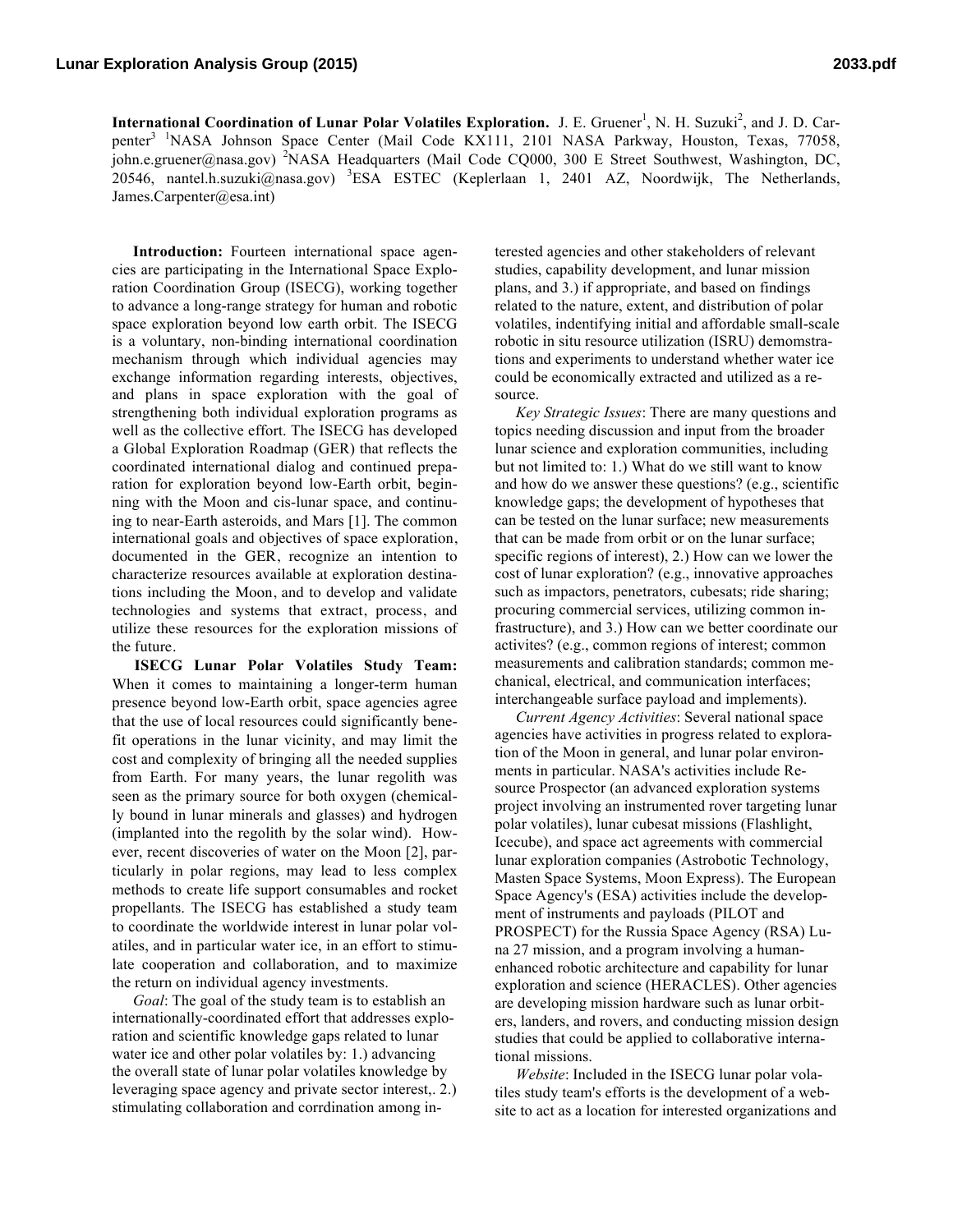**International Coordination of Lunar Polar Volatiles Exploration.** J. E. Gruener[1], N. H. Suzuki[2], and J. D. Carpenter[3] [1]NASA Johnson Space Center (Mail Code KX111, 2101 NASA Parkway, Houston, Texas, 77058, john.e.gruener@nasa.gov) [2]NASA Headquarters (Mail Code CQ000, 300 E Street Southwest, Washington, DC, 20546, nantel.h.suzuki@nasa.gov) [3]ESA ESTEC (Keplerlaan 1, 2401 AZ, Noordwijk, The Netherlands, James.Carpenter@esa.int)

**Introduction:** Fourteen international space agencies are participating in the International Space Exploration Coordination Group (ISECG), working together to advance a long-range strategy for human and robotic space exploration beyond low earth orbit. The ISECG is a voluntary, non-binding international coordination mechanism through which individual agencies may exchange information regarding interests, objectives, and plans in space exploration with the goal of strengthening both individual exploration programs as well as the collective effort. The ISECG has developed a Global Exploration Roadmap (GER) that reflects the coordinated international dialog and continued preparation for exploration beyond low-Earth orbit, beginning with the Moon and cis-lunar space, and continuing to near-Earth asteroids, and Mars [1]. The common international goals and objectives of space exploration, documented in the GER, recognize an intention to characterize resources available at exploration destinations including the Moon, and to develop and validate technologies and systems that extract, process, and utilize these resources for the exploration missions of the future.

**ISECG Lunar Polar Volatiles Study Team:** When it comes to maintaining a longer-term human presence beyond low-Earth orbit, space agencies agree that the use of local resources could significantly benefit operations in the lunar vicinity, and may limit the cost and complexity of bringing all the needed supplies from Earth. For many years, the lunar regolith was seen as the primary source for both oxygen (chemically bound in lunar minerals and glasses) and hydrogen (implanted into the regolith by the solar wind). However, recent discoveries of water on the Moon [2], particularly in polar regions, may lead to less complex methods to create life support consumables and rocket propellants. The ISECG has established a study team to coordinate the worldwide interest in lunar polar volatiles, and in particular water ice, in an effort to stimulate cooperation and collaboration, and to maximize the return on individual agency investments.

*Goal*: The goal of the study team is to establish an internationally-coordinated effort that addresses exploration and scientific knowledge gaps related to lunar water ice and other polar volatiles by: 1.) advancing the overall state of lunar polar volatiles knowledge by leveraging space agency and private sector interest,. 2.) stimulating collaboration and corrdination among interested agencies and other stakeholders of relevant studies, capability development, and lunar mission plans, and 3.) if appropriate, and based on findings related to the nature, extent, and distribution of polar volatiles, indentifying initial and affordable small-scale robotic in situ resource utilization (ISRU) demomstrations and experiments to understand whether water ice could be economically extracted and utilized as a resource.

*Key Strategic Issues*: There are many questions and topics needing discussion and input from the broader lunar science and exploration communities, including but not limited to: 1.) What do we still want to know and how do we answer these questions? (e.g., scientific knowledge gaps; the development of hypotheses that can be tested on the lunar surface; new measurements that can be made from orbit or on the lunar surface; specific regions of interest), 2.) How can we lower the cost of lunar exploration? (e.g., innovative approaches such as impactors, penetrators, cubesats; ride sharing; procuring commercial services, utilizing common infrastructure), and 3.) How can we better coordinate our activites? (e.g., common regions of interest; common measurements and calibration standards; common mechanical, electrical, and communication interfaces; interchangeable surface payload and implements).

*Current Agency Activities*: Several national space agencies have activities in progress related to exploration of the Moon in general, and lunar polar environments in particular. NASA's activities include Resource Prospector (an advanced exploration systems project involving an instrumented rover targeting lunar polar volatiles), lunar cubesat missions (Flashlight, Icecube), and space act agreements with commercial lunar exploration companies (Astrobotic Technology, Masten Space Systems, Moon Express). The European Space Agency's (ESA) activities include the development of instruments and payloads (PILOT and PROSPECT) for the Russia Space Agency (RSA) Luna 27 mission, and a program involving a human-enhanced robotic architecture and capability for lunar exploration and science (HERACLES). Other agencies are developing mission hardware such as lunar orbiters, landers, and rovers, and conducting mission design studies that could be applied to collaborative international missions.

*Website*: Included in the ISECG lunar polar volatiles study team's efforts is the development of a website to act as a location for interested organizations and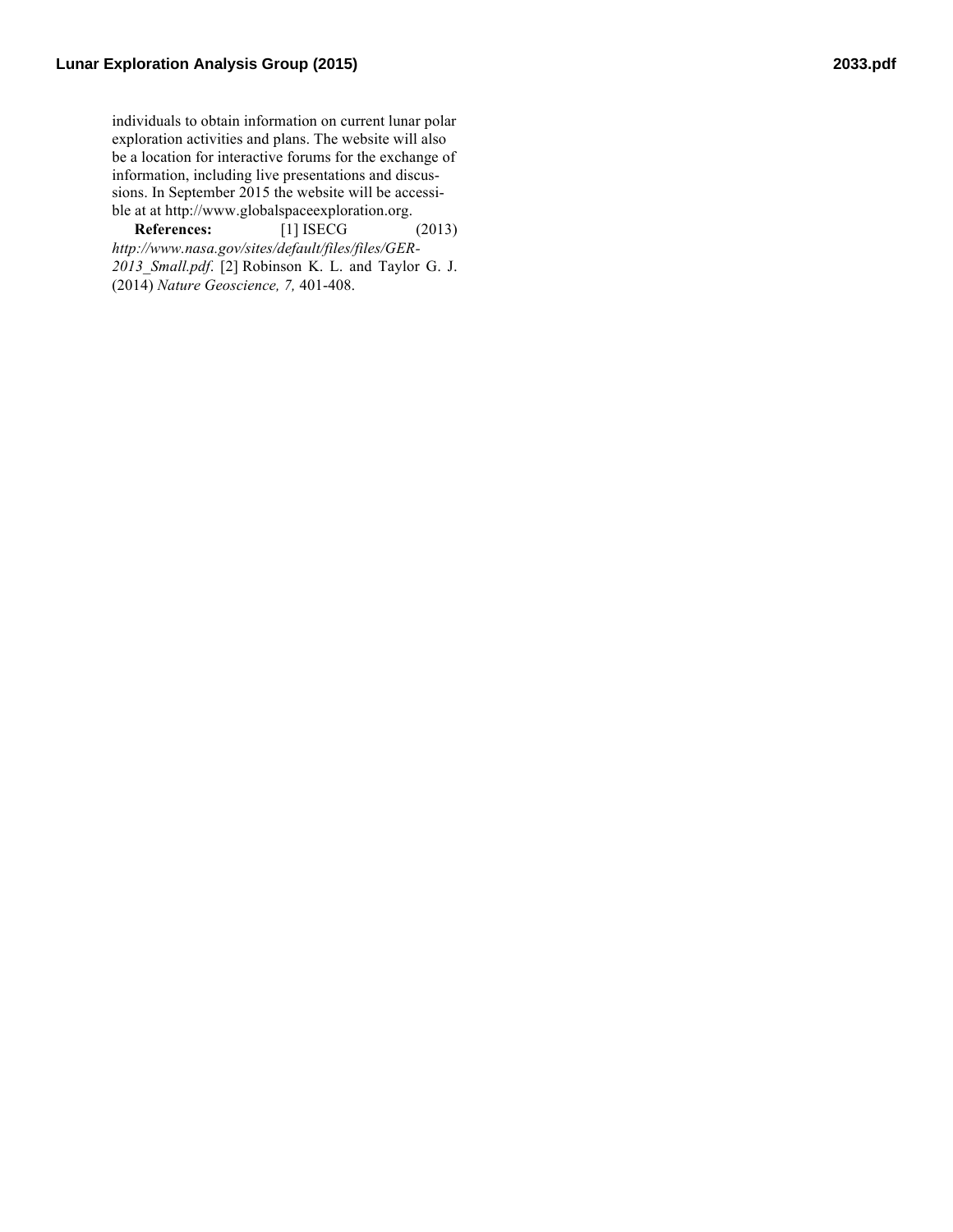individuals to obtain information on current lunar polar exploration activities and plans. The website will also be a location for interactive forums for the exchange of information, including live presentations and discussions. In September 2015 the website will be accessible at at http://www.globalspaceexploration.org.

**References:** [1] ISECG (2013) *http://www.nasa.gov/sites/default/files/files/GER-2013_Small.pdf*. [2] Robinson K. L. and Taylor G. J. (2014) *Nature Geoscience, 7,* 401-408.